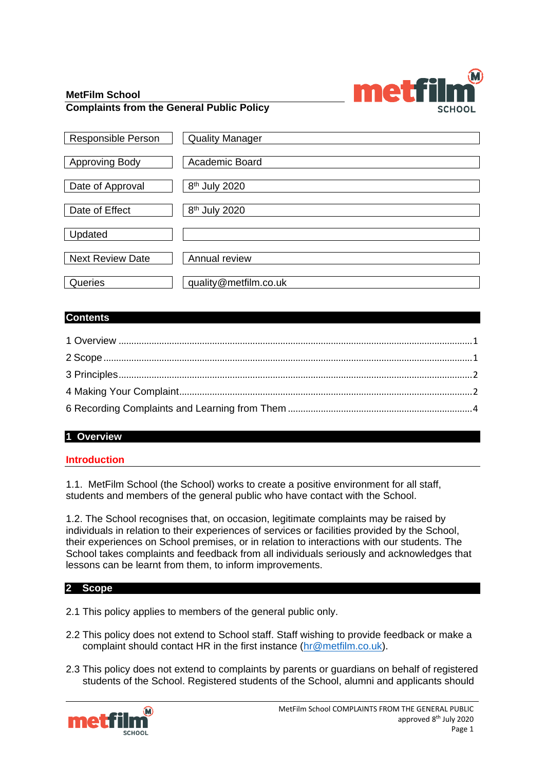**MetFilm School**
**Complaints from the General Public Policy**

| | |
|---|---|
| Responsible Person | Quality Manager |
| Approving Body | Academic Board |
| Date of Approval | 8th July 2020 |
| Date of Effect | 8th July 2020 |
| Updated | |
| Next Review Date | Annual review |
| Queries | quality@metfilm.co.uk |

## Contents

1 Overview ..... 1
2 Scope ..... 1
3 Principles ..... 2
4 Making Your Complaint ..... 2
6 Recording Complaints and Learning from Them ..... 4

## 1 Overview

### Introduction

1.1. MetFilm School (the School) works to create a positive environment for all staff, students and members of the general public who have contact with the School.

1.2. The School recognises that, on occasion, legitimate complaints may be raised by individuals in relation to their experiences of services or facilities provided by the School, their experiences on School premises, or in relation to interactions with our students. The School takes complaints and feedback from all individuals seriously and acknowledges that lessons can be learnt from them, to inform improvements.

## 2 Scope

2.1 This policy applies to members of the general public only.

2.2 This policy does not extend to School staff. Staff wishing to provide feedback or make a complaint should contact HR in the first instance (hr@metfilm.co.uk).

2.3 This policy does not extend to complaints by parents or guardians on behalf of registered students of the School. Registered students of the School, alumni and applicants should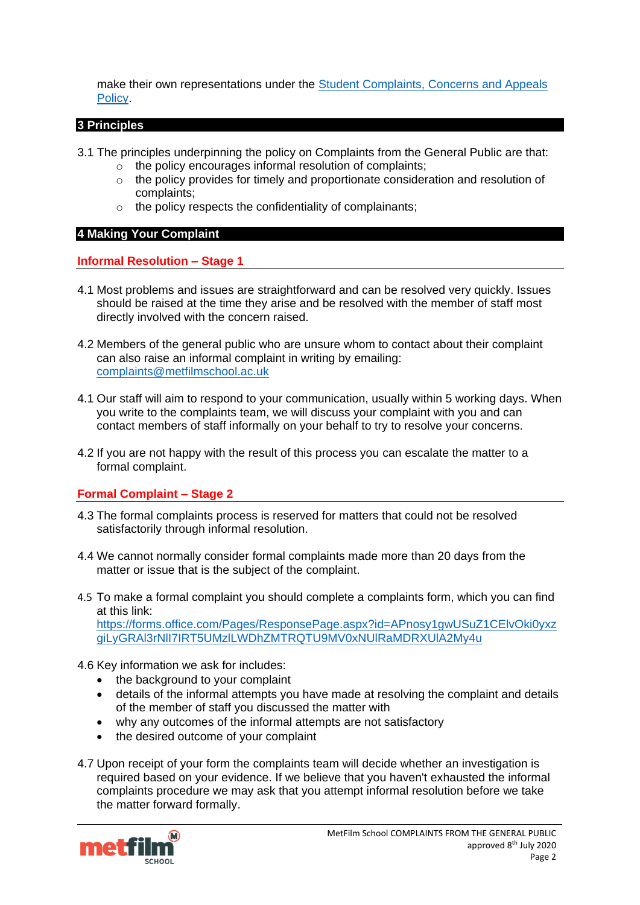make their own representations under the [Student Complaints, Concerns and Appeals Policy](#).

## 3 Principles

3.1 The principles underpinning the policy on Complaints from the General Public are that:

- the policy encourages informal resolution of complaints;
- the policy provides for timely and proportionate consideration and resolution of complaints;
- the policy respects the confidentiality of complainants;

## 4 Making Your Complaint

### Informal Resolution – Stage 1

4.1 Most problems and issues are straightforward and can be resolved very quickly. Issues should be raised at the time they arise and be resolved with the member of staff most directly involved with the concern raised.

4.2 Members of the general public who are unsure whom to contact about their complaint can also raise an informal complaint in writing by emailing: complaints@metfilmschool.ac.uk

4.1 Our staff will aim to respond to your communication, usually within 5 working days. When you write to the complaints team, we will discuss your complaint with you and can contact members of staff informally on your behalf to try to resolve your concerns.

4.2 If you are not happy with the result of this process you can escalate the matter to a formal complaint.

### Formal Complaint – Stage 2

4.3 The formal complaints process is reserved for matters that could not be resolved satisfactorily through informal resolution.

4.4 We cannot normally consider formal complaints made more than 20 days from the matter or issue that is the subject of the complaint.

4.5 To make a formal complaint you should complete a complaints form, which you can find at this link: https://forms.office.com/Pages/ResponsePage.aspx?id=APnosy1gwUSuZ1CElvOki0yxzgiLyGRAl3rNlI7IRT5UMzlLWDhZMTRQTU9MV0xNUlRaMDRXUlA2My4u

4.6 Key information we ask for includes:

- the background to your complaint
- details of the informal attempts you have made at resolving the complaint and details of the member of staff you discussed the matter with
- why any outcomes of the informal attempts are not satisfactory
- the desired outcome of your complaint

4.7 Upon receipt of your form the complaints team will decide whether an investigation is required based on your evidence. If we believe that you haven't exhausted the informal complaints procedure we may ask that you attempt informal resolution before we take the matter forward formally.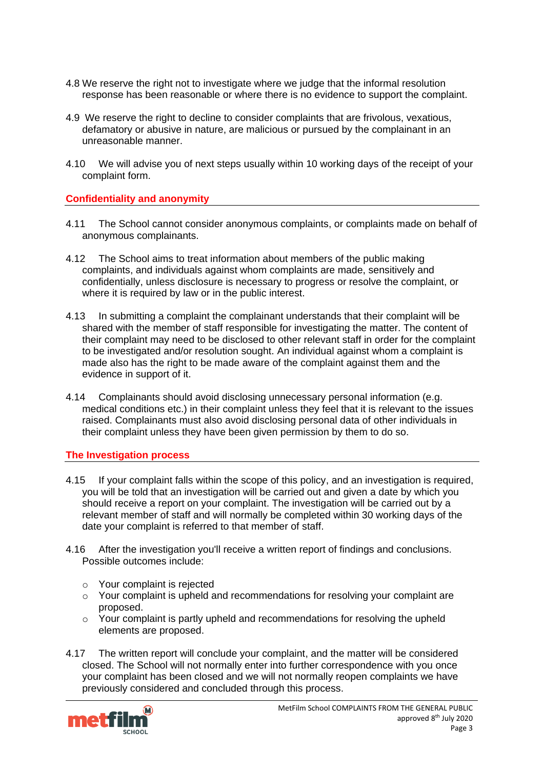4.8 We reserve the right not to investigate where we judge that the informal resolution response has been reasonable or where there is no evidence to support the complaint.

4.9 We reserve the right to decline to consider complaints that are frivolous, vexatious, defamatory or abusive in nature, are malicious or pursued by the complainant in an unreasonable manner.

4.10 We will advise you of next steps usually within 10 working days of the receipt of your complaint form.

## Confidentiality and anonymity

4.11 The School cannot consider anonymous complaints, or complaints made on behalf of anonymous complainants.

4.12 The School aims to treat information about members of the public making complaints, and individuals against whom complaints are made, sensitively and confidentially, unless disclosure is necessary to progress or resolve the complaint, or where it is required by law or in the public interest.

4.13 In submitting a complaint the complainant understands that their complaint will be shared with the member of staff responsible for investigating the matter. The content of their complaint may need to be disclosed to other relevant staff in order for the complaint to be investigated and/or resolution sought. An individual against whom a complaint is made also has the right to be made aware of the complaint against them and the evidence in support of it.

4.14 Complainants should avoid disclosing unnecessary personal information (e.g. medical conditions etc.) in their complaint unless they feel that it is relevant to the issues raised. Complainants must also avoid disclosing personal data of other individuals in their complaint unless they have been given permission by them to do so.

## The Investigation process

4.15 If your complaint falls within the scope of this policy, and an investigation is required, you will be told that an investigation will be carried out and given a date by which you should receive a report on your complaint. The investigation will be carried out by a relevant member of staff and will normally be completed within 30 working days of the date your complaint is referred to that member of staff.

4.16 After the investigation you'll receive a written report of findings and conclusions. Possible outcomes include:

- Your complaint is rejected
- Your complaint is upheld and recommendations for resolving your complaint are proposed.
- Your complaint is partly upheld and recommendations for resolving the upheld elements are proposed.

4.17 The written report will conclude your complaint, and the matter will be considered closed. The School will not normally enter into further correspondence with you once your complaint has been closed and we will not normally reopen complaints we have previously considered and concluded through this process.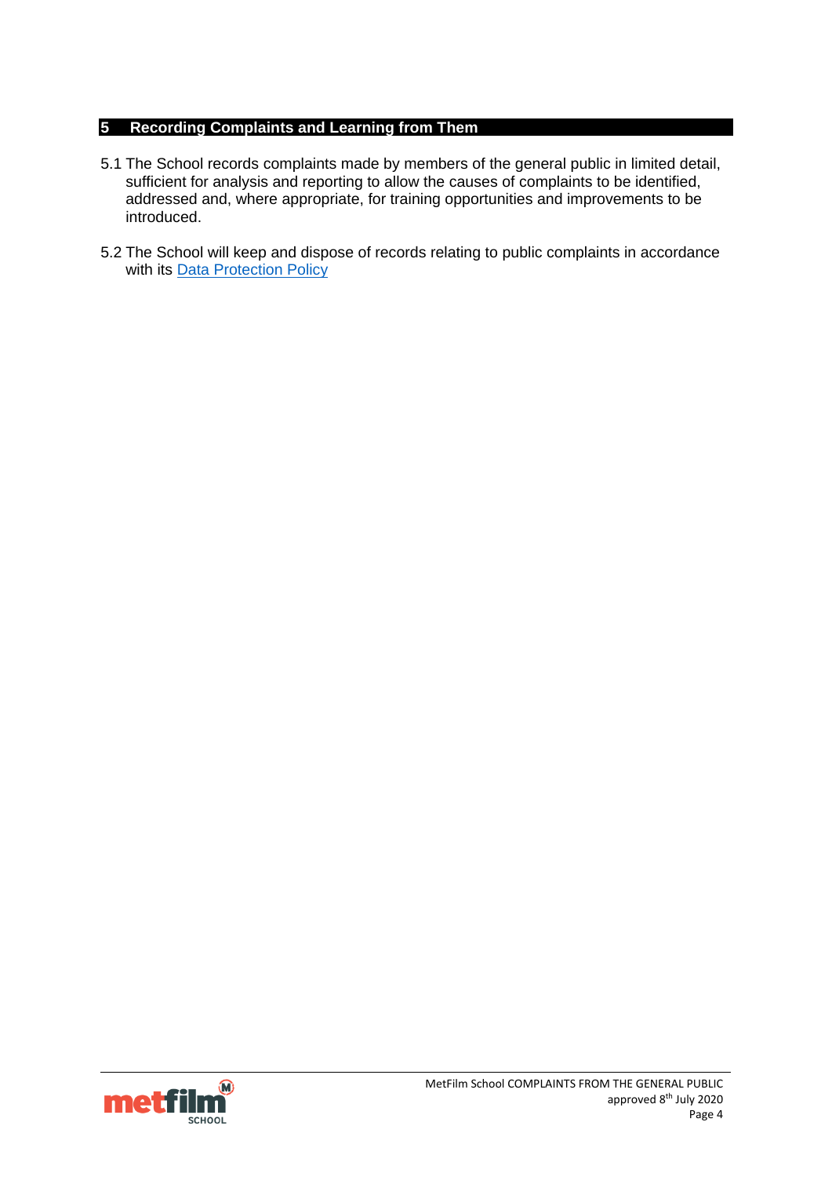## 5 Recording Complaints and Learning from Them

5.1 The School records complaints made by members of the general public in limited detail, sufficient for analysis and reporting to allow the causes of complaints to be identified, addressed and, where appropriate, for training opportunities and improvements to be introduced.

5.2 The School will keep and dispose of records relating to public complaints in accordance with its Data Protection Policy